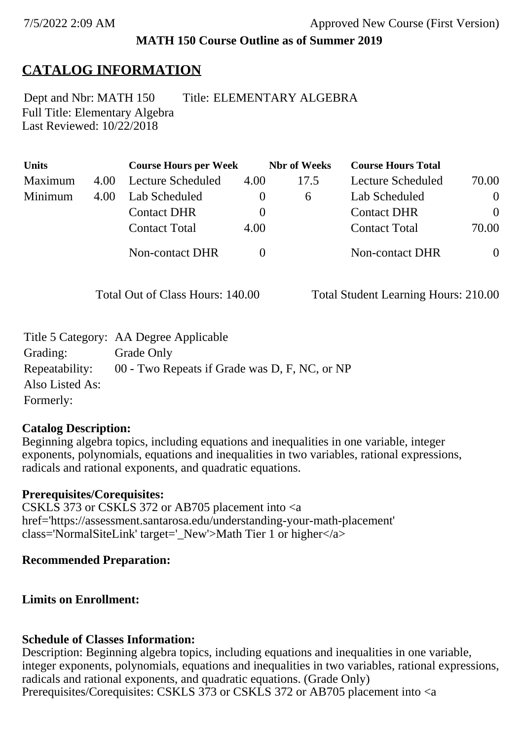**MATH 150 Course Outline as of Summer 2019**

## CATALOG INFORMATION

Dept and Nbr: MATH 150 Title: ELEMENTARY ALGEBRA
Full Title: Elementary Algebra
Last Reviewed: 10/22/2018

| Units | | Course Hours per Week | | Nbr of Weeks | Course Hours Total | |
|---|---|---|---|---|---|---|
| Maximum | 4.00 | Lecture Scheduled | 4.00 | 17.5 | Lecture Scheduled | 70.00 |
| Minimum | 4.00 | Lab Scheduled | 0 | 6 | Lab Scheduled | 0 |
| | | Contact DHR | 0 | | Contact DHR | 0 |
| | | Contact Total | 4.00 | | Contact Total | 70.00 |
| | | Non-contact DHR | 0 | | Non-contact DHR | 0 |

Total Out of Class Hours: 140.00 Total Student Learning Hours: 210.00

Title 5 Category: AA Degree Applicable
Grading: Grade Only
Repeatability: 00 - Two Repeats if Grade was D, F, NC, or NP
Also Listed As:
Formerly:

**Catalog Description:**
Beginning algebra topics, including equations and inequalities in one variable, integer exponents, polynomials, equations and inequalities in two variables, rational expressions, radicals and rational exponents, and quadratic equations.

**Prerequisites/Corequisites:**
CSKLS 373 or CSKLS 372 or AB705 placement into <a href='https://assessment.santarosa.edu/understanding-your-math-placement' class='NormalSiteLink' target='_New'>Math Tier 1 or higher</a>

**Recommended Preparation:**

**Limits on Enrollment:**

**Schedule of Classes Information:**
Description: Beginning algebra topics, including equations and inequalities in one variable, integer exponents, polynomials, equations and inequalities in two variables, rational expressions, radicals and rational exponents, and quadratic equations. (Grade Only)
Prerequisites/Corequisites: CSKLS 373 or CSKLS 372 or AB705 placement into <a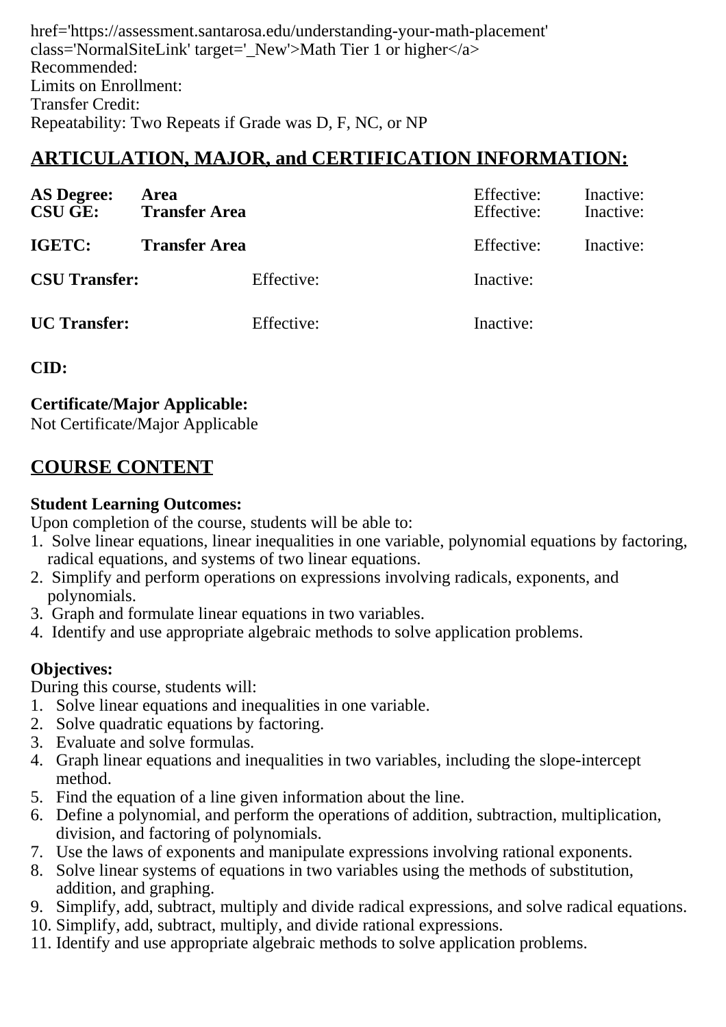href='https://assessment.santarosa.edu/understanding-your-math-placement' class='NormalSiteLink' target='_New'>Math Tier 1 or higher</a>
Recommended:
Limits on Enrollment:
Transfer Credit:
Repeatability: Two Repeats if Grade was D, F, NC, or NP

## ARTICULATION, MAJOR, and CERTIFICATION INFORMATION:

| | | | | |
|---|---|---|---|---|
| **AS Degree:** | **Area** | | Effective: | Inactive: |
| **CSU GE:** | **Transfer Area** | | Effective: | Inactive: |
| **IGETC:** | **Transfer Area** | | Effective: | Inactive: |
| **CSU Transfer:** | | Effective: | Inactive: | |
| **UC Transfer:** | | Effective: | Inactive: | |

**CID:**

**Certificate/Major Applicable:**
Not Certificate/Major Applicable

## COURSE CONTENT

**Student Learning Outcomes:**
Upon completion of the course, students will be able to:
1. Solve linear equations, linear inequalities in one variable, polynomial equations by factoring, radical equations, and systems of two linear equations.
2. Simplify and perform operations on expressions involving radicals, exponents, and polynomials.
3. Graph and formulate linear equations in two variables.
4. Identify and use appropriate algebraic methods to solve application problems.

**Objectives:**
During this course, students will:
1. Solve linear equations and inequalities in one variable.
2. Solve quadratic equations by factoring.
3. Evaluate and solve formulas.
4. Graph linear equations and inequalities in two variables, including the slope-intercept method.
5. Find the equation of a line given information about the line.
6. Define a polynomial, and perform the operations of addition, subtraction, multiplication, division, and factoring of polynomials.
7. Use the laws of exponents and manipulate expressions involving rational exponents.
8. Solve linear systems of equations in two variables using the methods of substitution, addition, and graphing.
9. Simplify, add, subtract, multiply and divide radical expressions, and solve radical equations.
10. Simplify, add, subtract, multiply, and divide rational expressions.
11. Identify and use appropriate algebraic methods to solve application problems.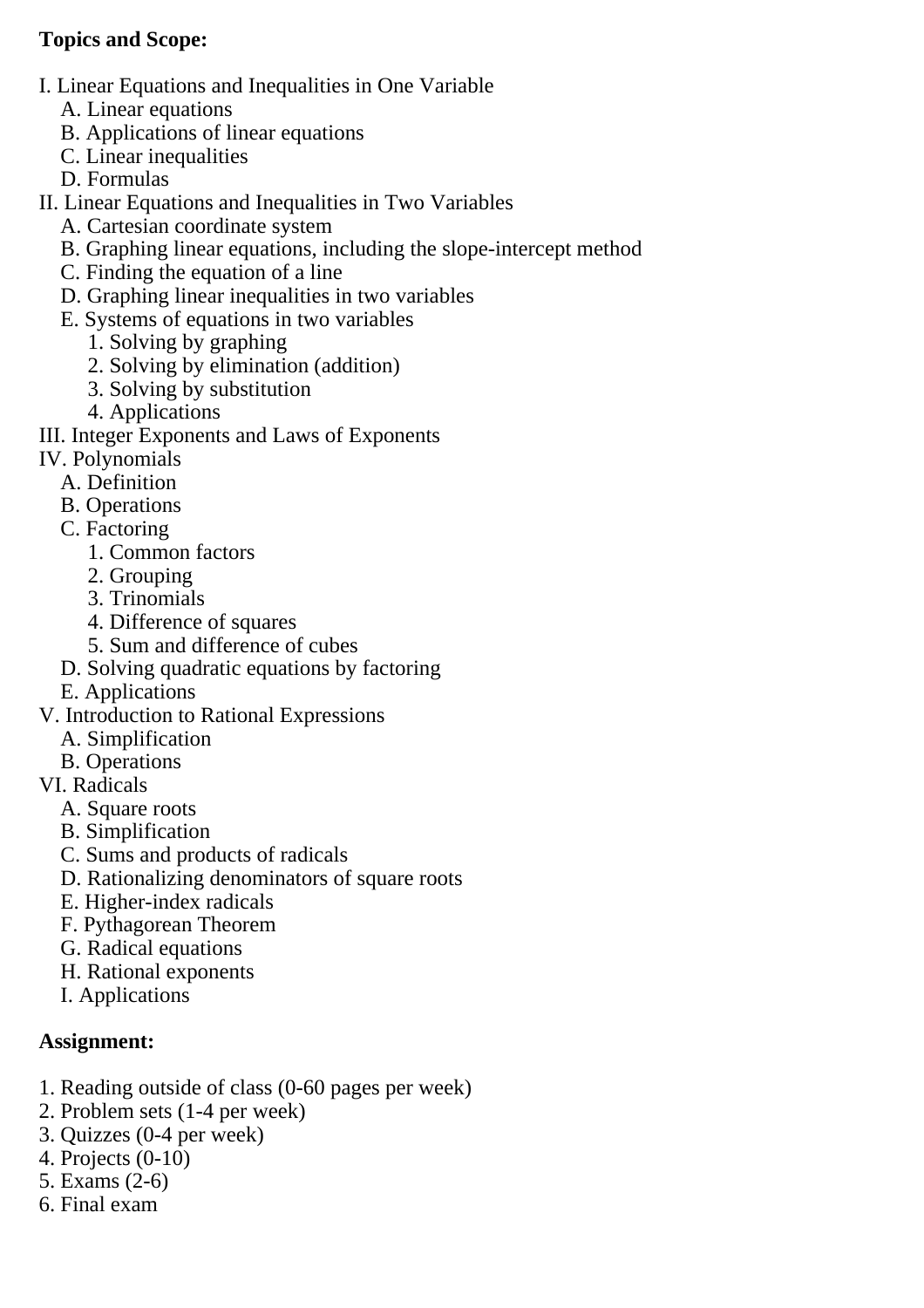**Topics and Scope:**

I. Linear Equations and Inequalities in One Variable
   A. Linear equations
   B. Applications of linear equations
   C. Linear inequalities
   D. Formulas
II. Linear Equations and Inequalities in Two Variables
   A. Cartesian coordinate system
   B. Graphing linear equations, including the slope-intercept method
   C. Finding the equation of a line
   D. Graphing linear inequalities in two variables
   E. Systems of equations in two variables
      1. Solving by graphing
      2. Solving by elimination (addition)
      3. Solving by substitution
      4. Applications
III. Integer Exponents and Laws of Exponents
IV. Polynomials
   A. Definition
   B. Operations
   C. Factoring
      1. Common factors
      2. Grouping
      3. Trinomials
      4. Difference of squares
      5. Sum and difference of cubes
   D. Solving quadratic equations by factoring
   E. Applications
V. Introduction to Rational Expressions
   A. Simplification
   B. Operations
VI. Radicals
   A. Square roots
   B. Simplification
   C. Sums and products of radicals
   D. Rationalizing denominators of square roots
   E. Higher-index radicals
   F. Pythagorean Theorem
   G. Radical equations
   H. Rational exponents
   I. Applications

**Assignment:**

1. Reading outside of class (0-60 pages per week)
2. Problem sets (1-4 per week)
3. Quizzes (0-4 per week)
4. Projects (0-10)
5. Exams (2-6)
6. Final exam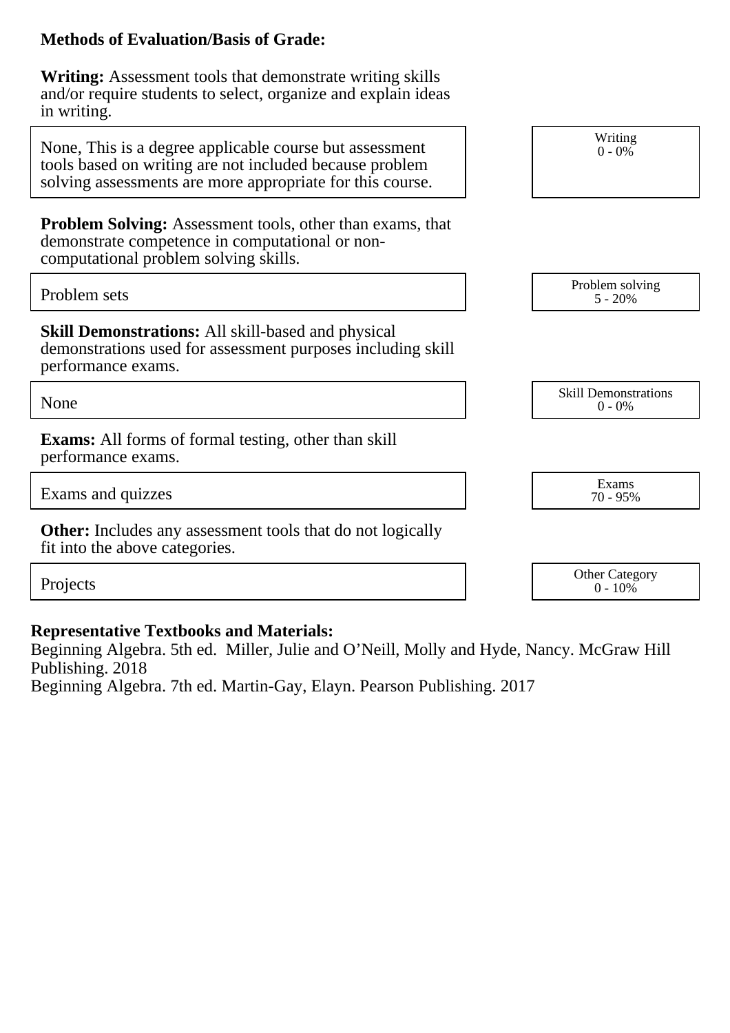**Methods of Evaluation/Basis of Grade:**

**Writing:** Assessment tools that demonstrate writing skills and/or require students to select, organize and explain ideas in writing.

| | |
|---|---|
| None, This is a degree applicable course but assessment tools based on writing are not included because problem solving assessments are more appropriate for this course. | Writing<br>0 - 0% |

**Problem Solving:** Assessment tools, other than exams, that demonstrate competence in computational or non-computational problem solving skills.

| | |
|---|---|
| Problem sets | Problem solving<br>5 - 20% |

**Skill Demonstrations:** All skill-based and physical demonstrations used for assessment purposes including skill performance exams.

| | |
|---|---|
| None | Skill Demonstrations<br>0 - 0% |

**Exams:** All forms of formal testing, other than skill performance exams.

| | |
|---|---|
| Exams and quizzes | Exams<br>70 - 95% |

**Other:** Includes any assessment tools that do not logically fit into the above categories.

| | |
|---|---|
| Projects | Other Category<br>0 - 10% |

**Representative Textbooks and Materials:**

Beginning Algebra. 5th ed. Miller, Julie and O'Neill, Molly and Hyde, Nancy. McGraw Hill Publishing. 2018

Beginning Algebra. 7th ed. Martin-Gay, Elayn. Pearson Publishing. 2017